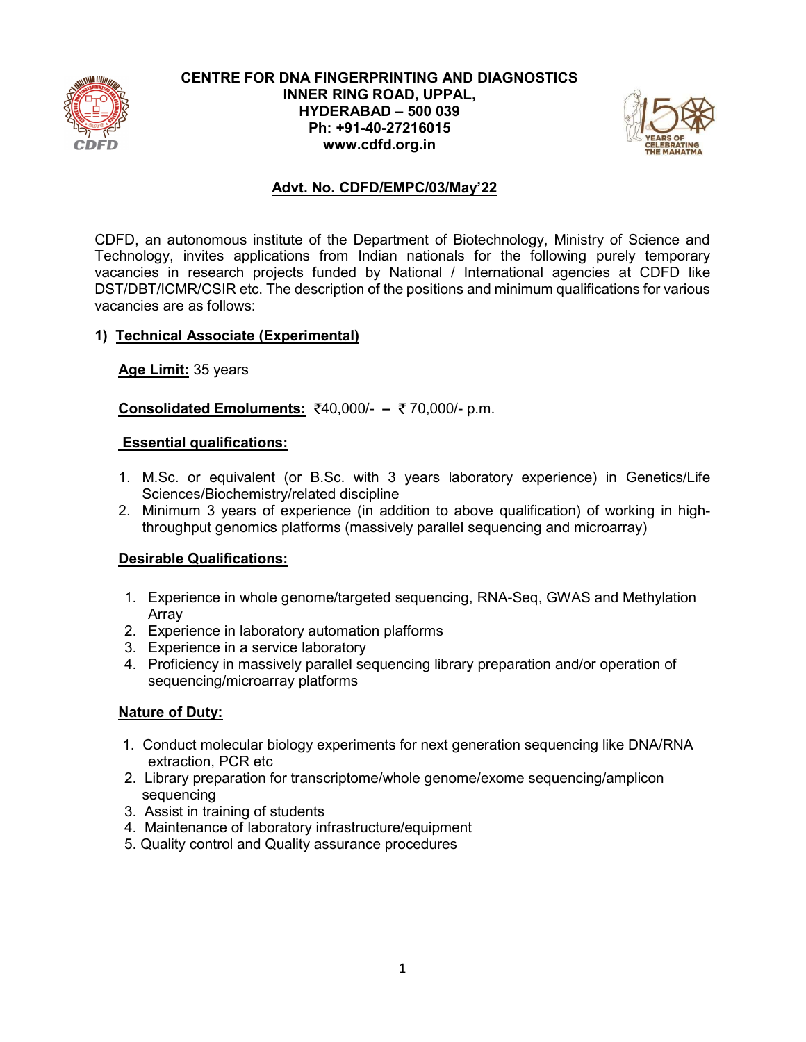**CENTRE FOR DNA FINGERPRINTING AND DIAGNOSTICS**
**INNER RING ROAD, UPPAL,**
**HYDERABAD – 500 039**
**Ph: +91-40-27216015**
**www.cdfd.org.in**

**Advt. No. CDFD/EMPC/03/May'22**

CDFD, an autonomous institute of the Department of Biotechnology, Ministry of Science and Technology, invites applications from Indian nationals for the following purely temporary vacancies in research projects funded by National / International agencies at CDFD like DST/DBT/ICMR/CSIR etc. The description of the positions and minimum qualifications for various vacancies are as follows:

## 1) Technical Associate (Experimental)

**Age Limit:** 35 years

**Consolidated Emoluments:** ₹40,000/- – ₹ 70,000/- p.m.

**Essential qualifications:**

1. M.Sc. or equivalent (or B.Sc. with 3 years laboratory experience) in Genetics/Life Sciences/Biochemistry/related discipline
2. Minimum 3 years of experience (in addition to above qualification) of working in high-throughput genomics platforms (massively parallel sequencing and microarray)

**Desirable Qualifications:**

1. Experience in whole genome/targeted sequencing, RNA-Seq, GWAS and Methylation Array
2. Experience in laboratory automation plaforms
3. Experience in a service laboratory
4. Proficiency in massively parallel sequencing library preparation and/or operation of sequencing/microarray platforms

**Nature of Duty:**

1. Conduct molecular biology experiments for next generation sequencing like DNA/RNA extraction, PCR etc
2. Library preparation for transcriptome/whole genome/exome sequencing/amplicon sequencing
3. Assist in training of students
4. Maintenance of laboratory infrastructure/equipment
5. Quality control and Quality assurance procedures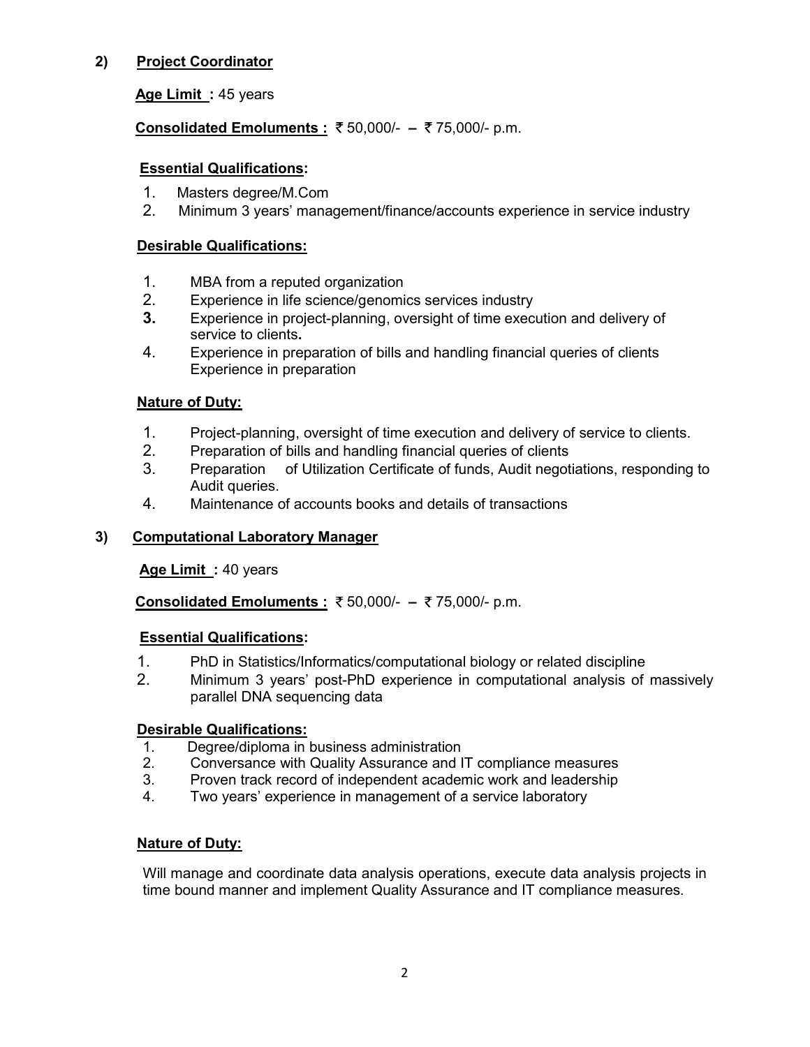## 2) Project Coordinator

**Age Limit :** 45 years

**Consolidated Emoluments :** ₹ 50,000/- – ₹ 75,000/- p.m.

**Essential Qualifications:**

1. Masters degree/M.Com
2. Minimum 3 years' management/finance/accounts experience in service industry

**Desirable Qualifications:**

1. MBA from a reputed organization
2. Experience in life science/genomics services industry
3. Experience in project-planning, oversight of time execution and delivery of service to clients.
4. Experience in preparation of bills and handling financial queries of clients Experience in preparation

**Nature of Duty:**

1. Project-planning, oversight of time execution and delivery of service to clients.
2. Preparation of bills and handling financial queries of clients
3. Preparation of Utilization Certificate of funds, Audit negotiations, responding to Audit queries.
4. Maintenance of accounts books and details of transactions

## 3) Computational Laboratory Manager

**Age Limit :** 40 years

**Consolidated Emoluments :** ₹ 50,000/- – ₹ 75,000/- p.m.

**Essential Qualifications:**

1. PhD in Statistics/Informatics/computational biology or related discipline
2. Minimum 3 years' post-PhD experience in computational analysis of massively parallel DNA sequencing data

**Desirable Qualifications:**

1. Degree/diploma in business administration
2. Conversance with Quality Assurance and IT compliance measures
3. Proven track record of independent academic work and leadership
4. Two years' experience in management of a service laboratory

**Nature of Duty:**

Will manage and coordinate data analysis operations, execute data analysis projects in time bound manner and implement Quality Assurance and IT compliance measures.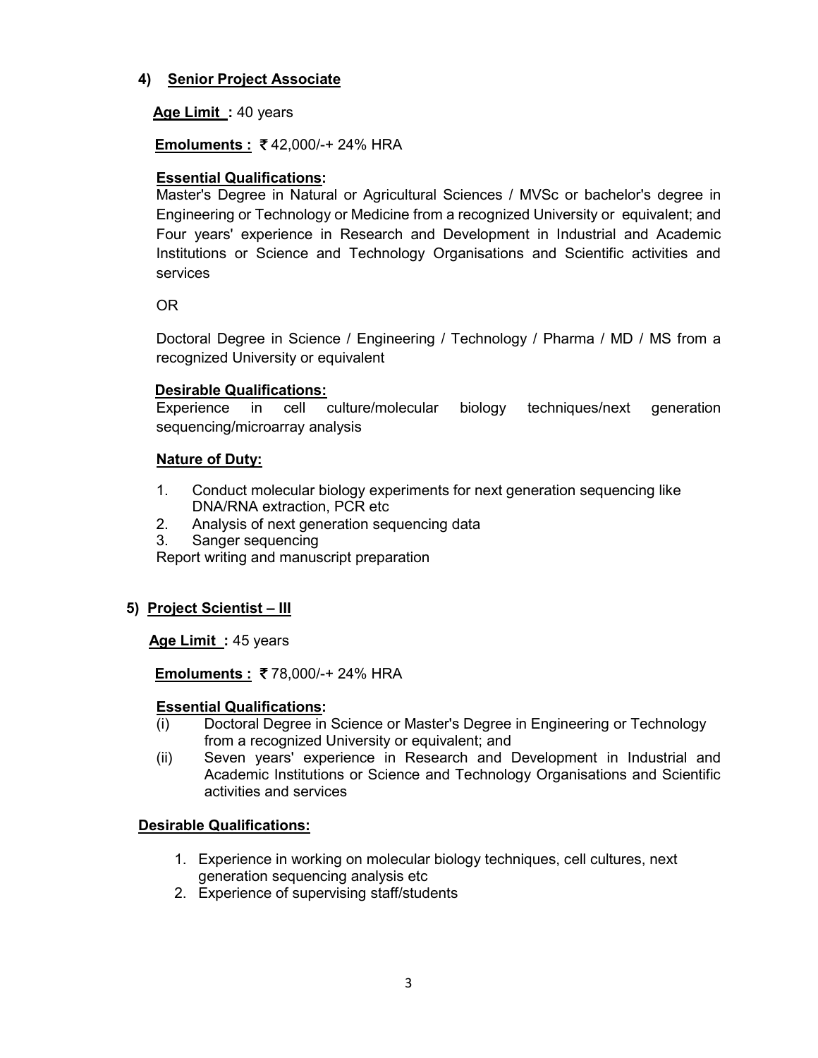### 4) Senior Project Associate

**Age Limit :** 40 years

**Emoluments :** ₹ 42,000/-+ 24% HRA

**Essential Qualifications:**
Master's Degree in Natural or Agricultural Sciences / MVSc or bachelor's degree in Engineering or Technology or Medicine from a recognized University or equivalent; and Four years' experience in Research and Development in Industrial and Academic Institutions or Science and Technology Organisations and Scientific activities and services

OR

Doctoral Degree in Science / Engineering / Technology / Pharma / MD / MS from a recognized University or equivalent

**Desirable Qualifications:**
Experience in cell culture/molecular biology techniques/next generation sequencing/microarray analysis

**Nature of Duty:**

1. Conduct molecular biology experiments for next generation sequencing like DNA/RNA extraction, PCR etc
2. Analysis of next generation sequencing data
3. Sanger sequencing

Report writing and manuscript preparation

### 5) Project Scientist – III

**Age Limit :** 45 years

**Emoluments :** ₹ 78,000/-+ 24% HRA

**Essential Qualifications:**

(i) Doctoral Degree in Science or Master's Degree in Engineering or Technology from a recognized University or equivalent; and

(ii) Seven years' experience in Research and Development in Industrial and Academic Institutions or Science and Technology Organisations and Scientific activities and services

**Desirable Qualifications:**

1. Experience in working on molecular biology techniques, cell cultures, next generation sequencing analysis etc
2. Experience of supervising staff/students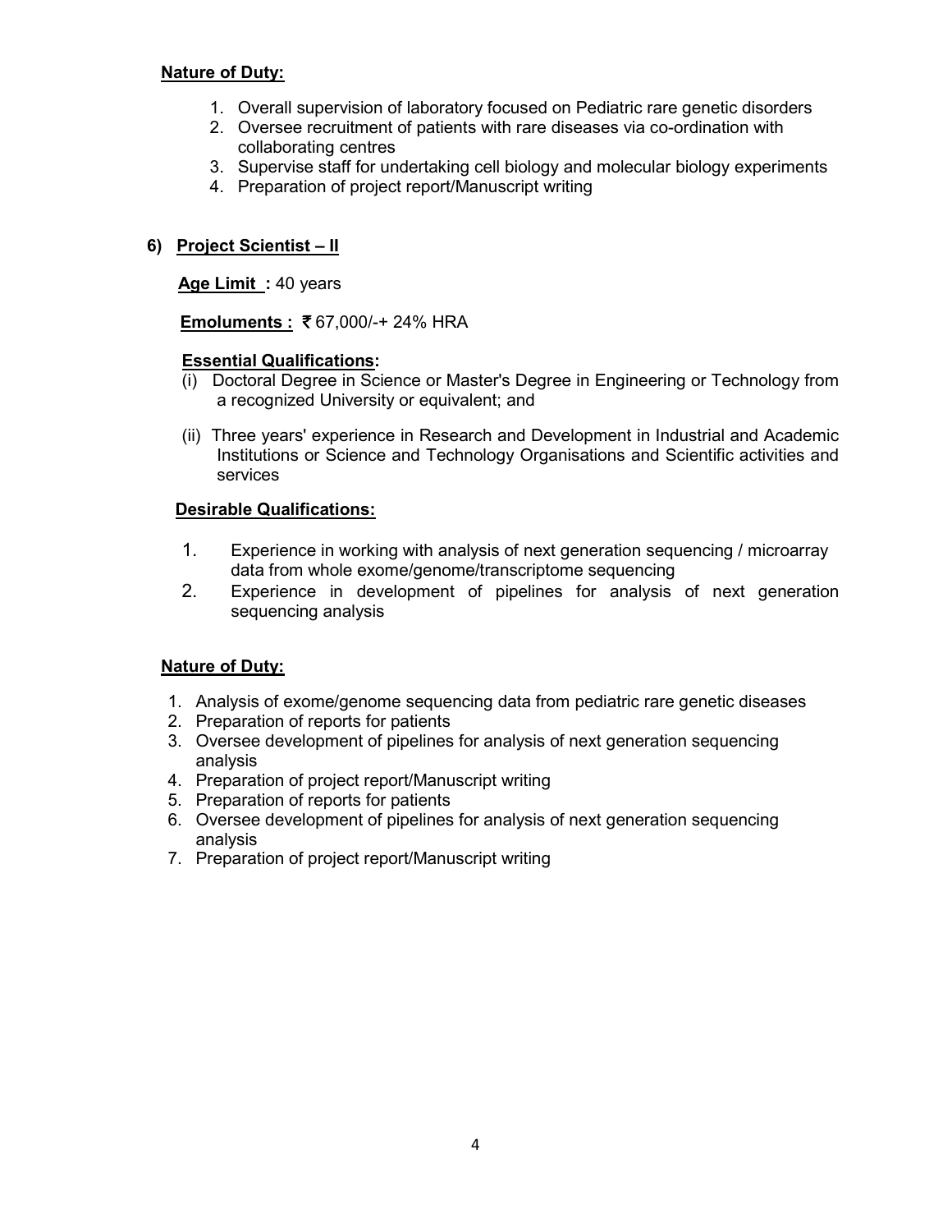**Nature of Duty:**

1. Overall supervision of laboratory focused on Pediatric rare genetic disorders
2. Oversee recruitment of patients with rare diseases via co-ordination with collaborating centres
3. Supervise staff for undertaking cell biology and molecular biology experiments
4. Preparation of project report/Manuscript writing

**6) Project Scientist – II**

**Age Limit :** 40 years

**Emoluments :** ₹ 67,000/-+ 24% HRA

**Essential Qualifications:**

(i) Doctoral Degree in Science or Master's Degree in Engineering or Technology from a recognized University or equivalent; and

(ii) Three years' experience in Research and Development in Industrial and Academic Institutions or Science and Technology Organisations and Scientific activities and services

**Desirable Qualifications:**

1. Experience in working with analysis of next generation sequencing / microarray data from whole exome/genome/transcriptome sequencing
2. Experience in development of pipelines for analysis of next generation sequencing analysis

**Nature of Duty:**

1. Analysis of exome/genome sequencing data from pediatric rare genetic diseases
2. Preparation of reports for patients
3. Oversee development of pipelines for analysis of next generation sequencing analysis
4. Preparation of project report/Manuscript writing
5. Preparation of reports for patients
6. Oversee development of pipelines for analysis of next generation sequencing analysis
7. Preparation of project report/Manuscript writing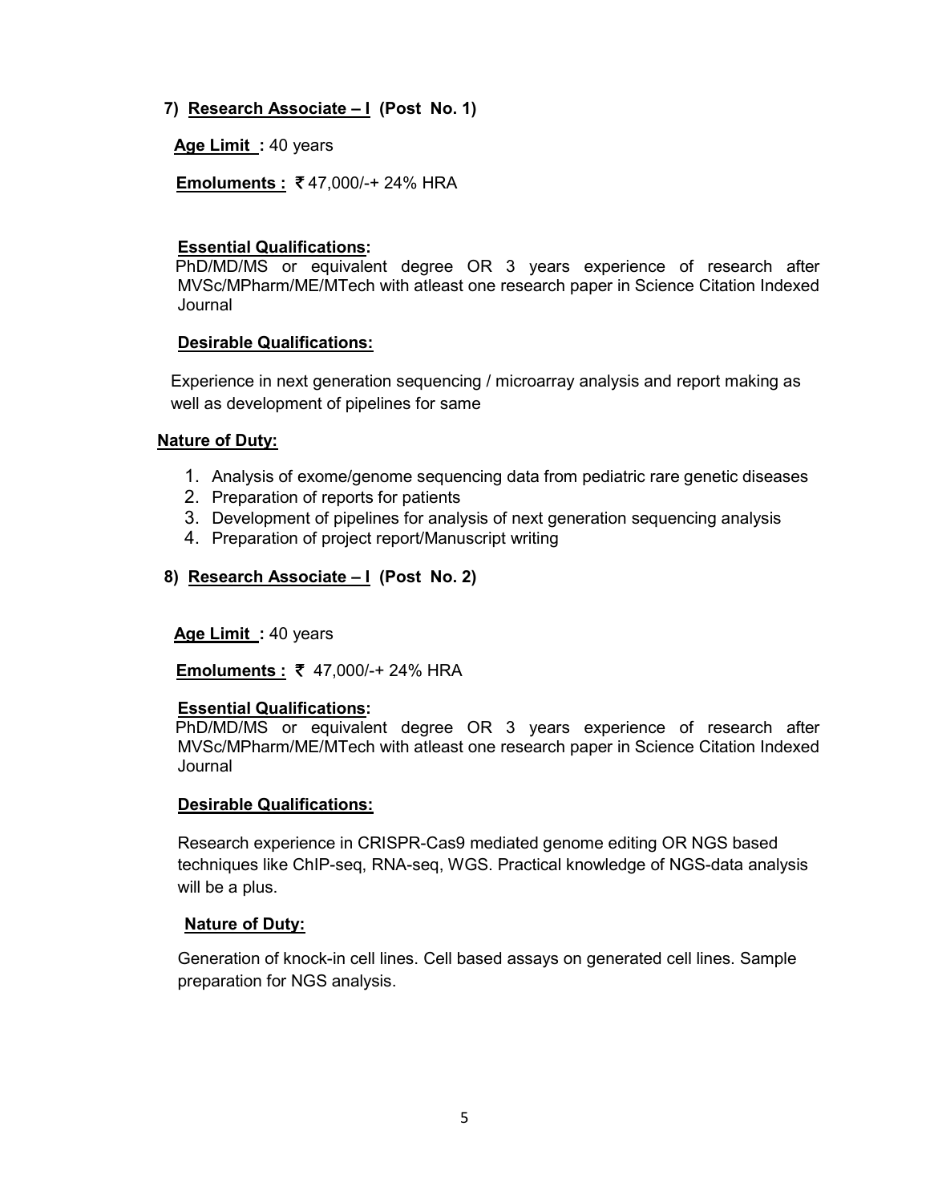### 7) Research Associate – I (Post No. 1)

**Age Limit :** 40 years

**Emoluments :** ₹47,000/-+ 24% HRA

**Essential Qualifications:**

PhD/MD/MS or equivalent degree OR 3 years experience of research after MVSc/MPharm/ME/MTech with atleast one research paper in Science Citation Indexed Journal

**Desirable Qualifications:**

Experience in next generation sequencing / microarray analysis and report making as well as development of pipelines for same

**Nature of Duty:**

1. Analysis of exome/genome sequencing data from pediatric rare genetic diseases
2. Preparation of reports for patients
3. Development of pipelines for analysis of next generation sequencing analysis
4. Preparation of project report/Manuscript writing

### 8) Research Associate – I (Post No. 2)

**Age Limit :** 40 years

**Emoluments :** ₹ 47,000/-+ 24% HRA

**Essential Qualifications:**

PhD/MD/MS or equivalent degree OR 3 years experience of research after MVSc/MPharm/ME/MTech with atleast one research paper in Science Citation Indexed Journal

**Desirable Qualifications:**

Research experience in CRISPR-Cas9 mediated genome editing OR NGS based techniques like ChIP-seq, RNA-seq, WGS. Practical knowledge of NGS-data analysis will be a plus.

**Nature of Duty:**

Generation of knock-in cell lines. Cell based assays on generated cell lines. Sample preparation for NGS analysis.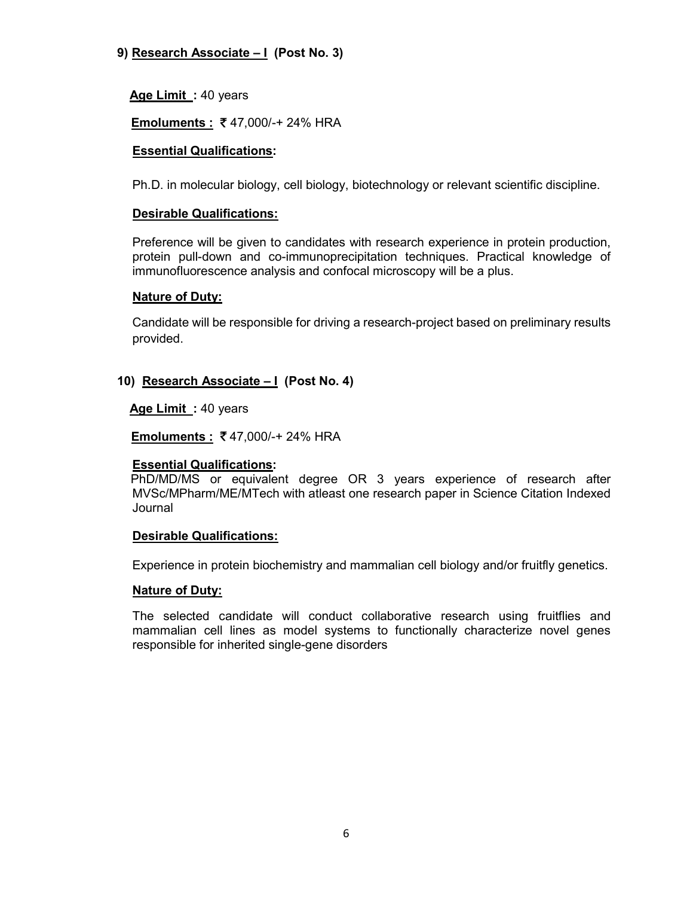### 9) Research Associate – I (Post No. 3)

**Age Limit :** 40 years

**Emoluments :** ₹ 47,000/-+ 24% HRA

**Essential Qualifications:**

Ph.D. in molecular biology, cell biology, biotechnology or relevant scientific discipline.

**Desirable Qualifications:**

Preference will be given to candidates with research experience in protein production, protein pull-down and co-immunoprecipitation techniques. Practical knowledge of immunofluorescence analysis and confocal microscopy will be a plus.

**Nature of Duty:**

Candidate will be responsible for driving a research-project based on preliminary results provided.

### 10) Research Associate – I (Post No. 4)

**Age Limit :** 40 years

**Emoluments :** ₹ 47,000/-+ 24% HRA

**Essential Qualifications:**

PhD/MD/MS or equivalent degree OR 3 years experience of research after MVSc/MPharm/ME/MTech with atleast one research paper in Science Citation Indexed Journal

**Desirable Qualifications:**

Experience in protein biochemistry and mammalian cell biology and/or fruitfly genetics.

**Nature of Duty:**

The selected candidate will conduct collaborative research using fruitflies and mammalian cell lines as model systems to functionally characterize novel genes responsible for inherited single-gene disorders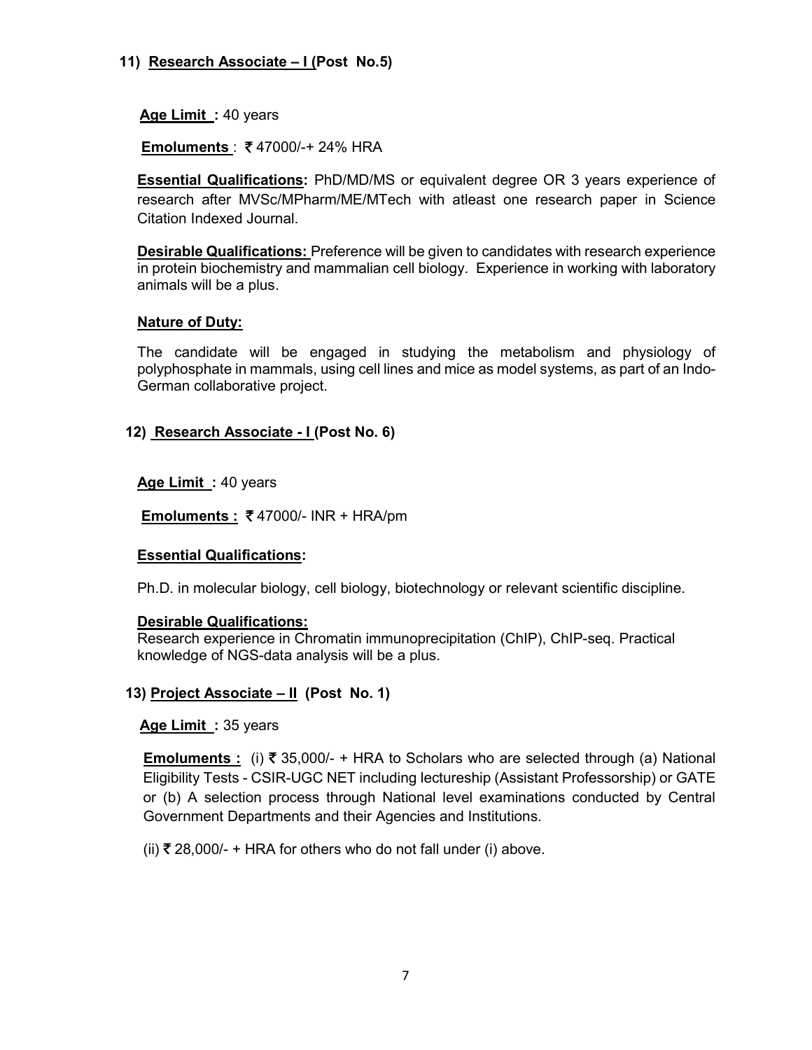### 11) Research Associate – I (Post No.5)

**Age Limit :** 40 years

**Emoluments** : ₹ 47000/-+ 24% HRA

**Essential Qualifications:** PhD/MD/MS or equivalent degree OR 3 years experience of research after MVSc/MPharm/ME/MTech with atleast one research paper in Science Citation Indexed Journal.

**Desirable Qualifications:** Preference will be given to candidates with research experience in protein biochemistry and mammalian cell biology. Experience in working with laboratory animals will be a plus.

**Nature of Duty:**

The candidate will be engaged in studying the metabolism and physiology of polyphosphate in mammals, using cell lines and mice as model systems, as part of an Indo-German collaborative project.

### 12) Research Associate - I (Post No. 6)

**Age Limit :** 40 years

**Emoluments :** ₹ 47000/- INR + HRA/pm

**Essential Qualifications:**

Ph.D. in molecular biology, cell biology, biotechnology or relevant scientific discipline.

**Desirable Qualifications:**

Research experience in Chromatin immunoprecipitation (ChIP), ChIP-seq. Practical knowledge of NGS-data analysis will be a plus.

### 13) Project Associate – II (Post No. 1)

**Age Limit :** 35 years

**Emoluments :** (i) ₹ 35,000/- + HRA to Scholars who are selected through (a) National Eligibility Tests - CSIR-UGC NET including lectureship (Assistant Professorship) or GATE or (b) A selection process through National level examinations conducted by Central Government Departments and their Agencies and Institutions.

(ii) ₹ 28,000/- + HRA for others who do not fall under (i) above.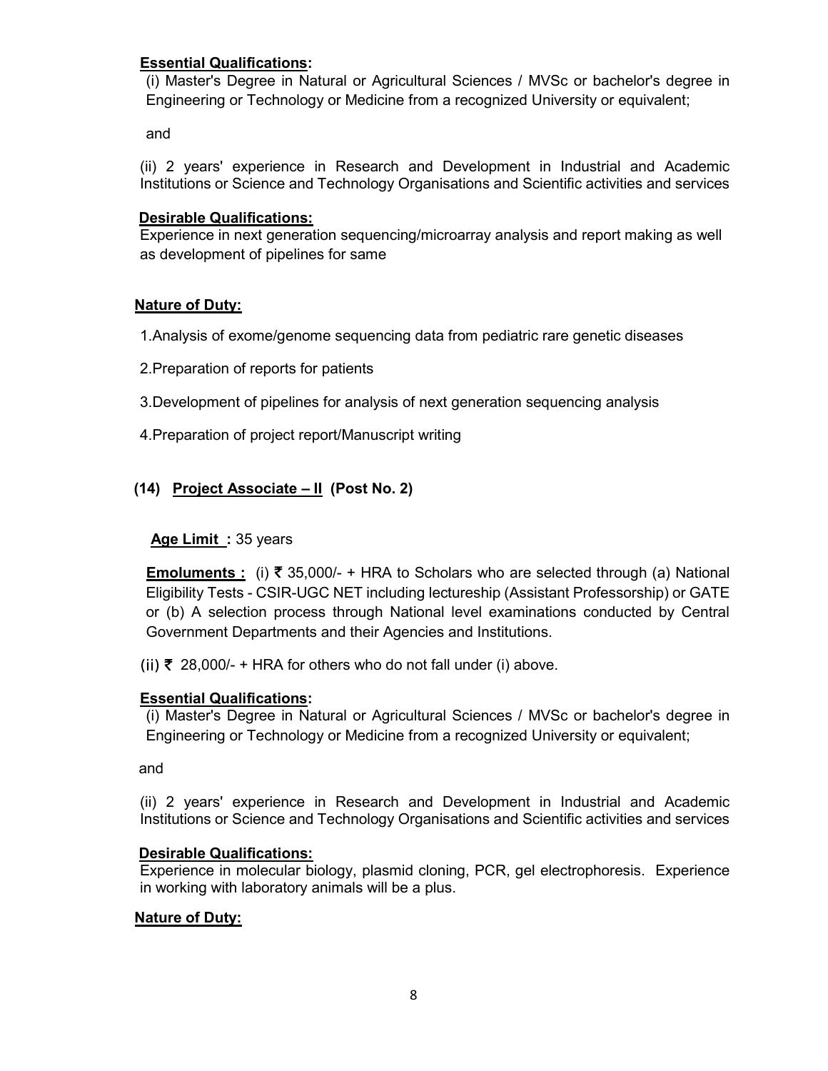**Essential Qualifications:**

(i) Master's Degree in Natural or Agricultural Sciences / MVSc or bachelor's degree in Engineering or Technology or Medicine from a recognized University or equivalent;

and

(ii) 2 years' experience in Research and Development in Industrial and Academic Institutions or Science and Technology Organisations and Scientific activities and services

**Desirable Qualifications:**

Experience in next generation sequencing/microarray analysis and report making as well as development of pipelines for same

**Nature of Duty:**

1. Analysis of exome/genome sequencing data from pediatric rare genetic diseases
2. Preparation of reports for patients
3. Development of pipelines for analysis of next generation sequencing analysis
4. Preparation of project report/Manuscript writing

**(14) Project Associate – II (Post No. 2)**

**Age Limit :** 35 years

**Emoluments :** (i) ₹ 35,000/- + HRA to Scholars who are selected through (a) National Eligibility Tests - CSIR-UGC NET including lectureship (Assistant Professorship) or GATE or (b) A selection process through National level examinations conducted by Central Government Departments and their Agencies and Institutions.

(ii) ₹ 28,000/- + HRA for others who do not fall under (i) above.

**Essential Qualifications:**

(i) Master's Degree in Natural or Agricultural Sciences / MVSc or bachelor's degree in Engineering or Technology or Medicine from a recognized University or equivalent;

and

(ii) 2 years' experience in Research and Development in Industrial and Academic Institutions or Science and Technology Organisations and Scientific activities and services

**Desirable Qualifications:**

Experience in molecular biology, plasmid cloning, PCR, gel electrophoresis. Experience in working with laboratory animals will be a plus.

**Nature of Duty:**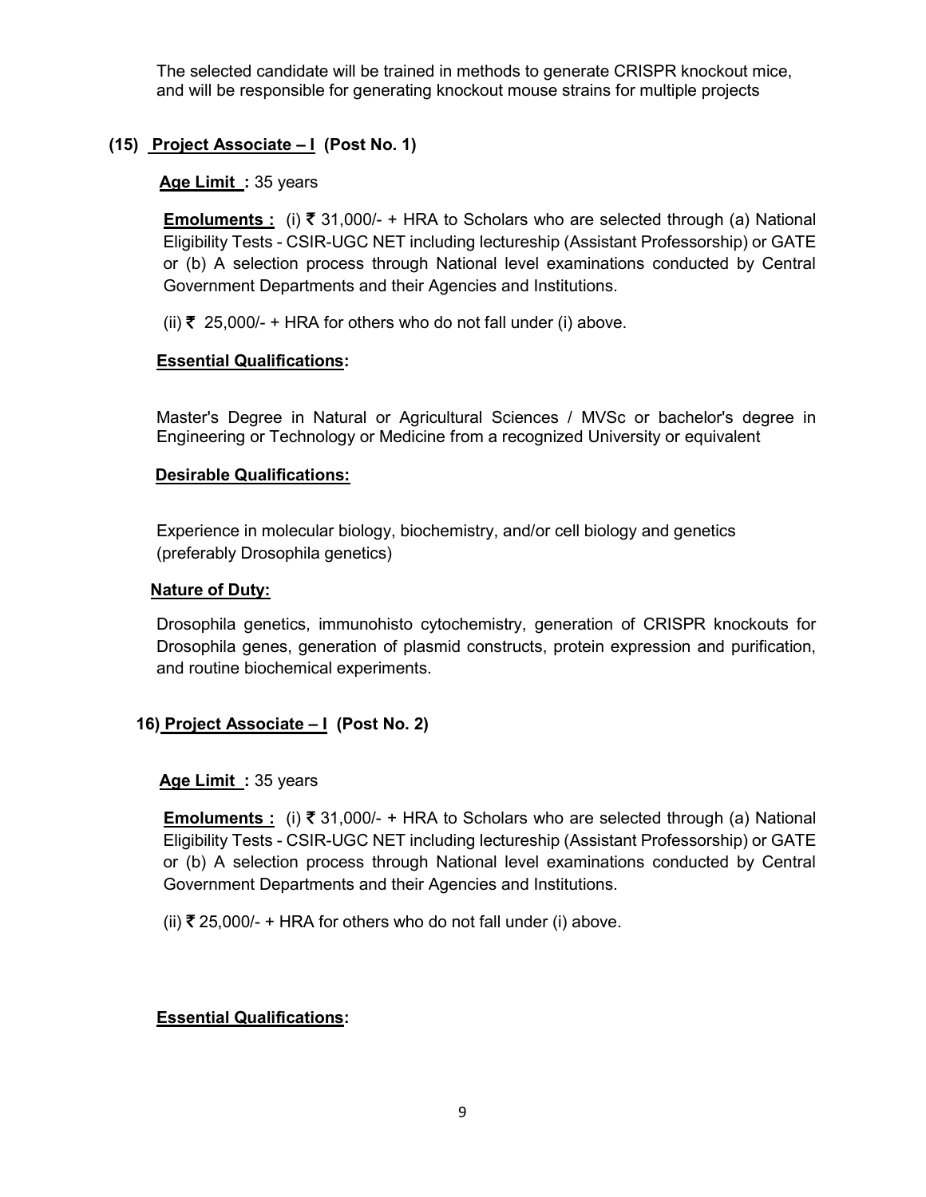The selected candidate will be trained in methods to generate CRISPR knockout mice, and will be responsible for generating knockout mouse strains for multiple projects

### (15) Project Associate – I (Post No. 1)

**Age Limit :** 35 years

**Emoluments :** (i) ₹ 31,000/- + HRA to Scholars who are selected through (a) National Eligibility Tests - CSIR-UGC NET including lectureship (Assistant Professorship) or GATE or (b) A selection process through National level examinations conducted by Central Government Departments and their Agencies and Institutions.

(ii) ₹ 25,000/- + HRA for others who do not fall under (i) above.

**Essential Qualifications:**

Master's Degree in Natural or Agricultural Sciences / MVSc or bachelor's degree in Engineering or Technology or Medicine from a recognized University or equivalent

**Desirable Qualifications:**

Experience in molecular biology, biochemistry, and/or cell biology and genetics (preferably Drosophila genetics)

**Nature of Duty:**

Drosophila genetics, immunohisto cytochemistry, generation of CRISPR knockouts for Drosophila genes, generation of plasmid constructs, protein expression and purification, and routine biochemical experiments.

### 16) Project Associate – I (Post No. 2)

**Age Limit :** 35 years

**Emoluments :** (i) ₹ 31,000/- + HRA to Scholars who are selected through (a) National Eligibility Tests - CSIR-UGC NET including lectureship (Assistant Professorship) or GATE or (b) A selection process through National level examinations conducted by Central Government Departments and their Agencies and Institutions.

(ii) ₹ 25,000/- + HRA for others who do not fall under (i) above.

**Essential Qualifications:**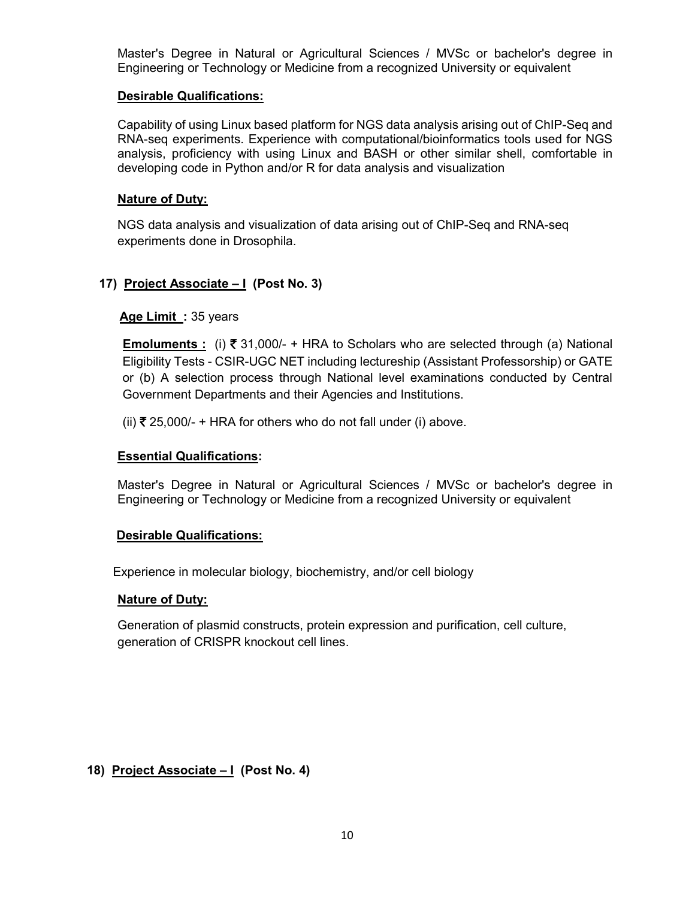Master's Degree in Natural or Agricultural Sciences / MVSc or bachelor's degree in Engineering or Technology or Medicine from a recognized University or equivalent

**Desirable Qualifications:**

Capability of using Linux based platform for NGS data analysis arising out of ChIP-Seq and RNA-seq experiments. Experience with computational/bioinformatics tools used for NGS analysis, proficiency with using Linux and BASH or other similar shell, comfortable in developing code in Python and/or R for data analysis and visualization

**Nature of Duty:**

NGS data analysis and visualization of data arising out of ChIP-Seq and RNA-seq experiments done in Drosophila.

### 17) Project Associate – I (Post No. 3)

**Age Limit :** 35 years

**Emoluments :** (i) ₹ 31,000/- + HRA to Scholars who are selected through (a) National Eligibility Tests - CSIR-UGC NET including lectureship (Assistant Professorship) or GATE or (b) A selection process through National level examinations conducted by Central Government Departments and their Agencies and Institutions.

(ii) ₹ 25,000/- + HRA for others who do not fall under (i) above.

**Essential Qualifications:**

Master's Degree in Natural or Agricultural Sciences / MVSc or bachelor's degree in Engineering or Technology or Medicine from a recognized University or equivalent

**Desirable Qualifications:**

Experience in molecular biology, biochemistry, and/or cell biology

**Nature of Duty:**

Generation of plasmid constructs, protein expression and purification, cell culture, generation of CRISPR knockout cell lines.

### 18) Project Associate – I (Post No. 4)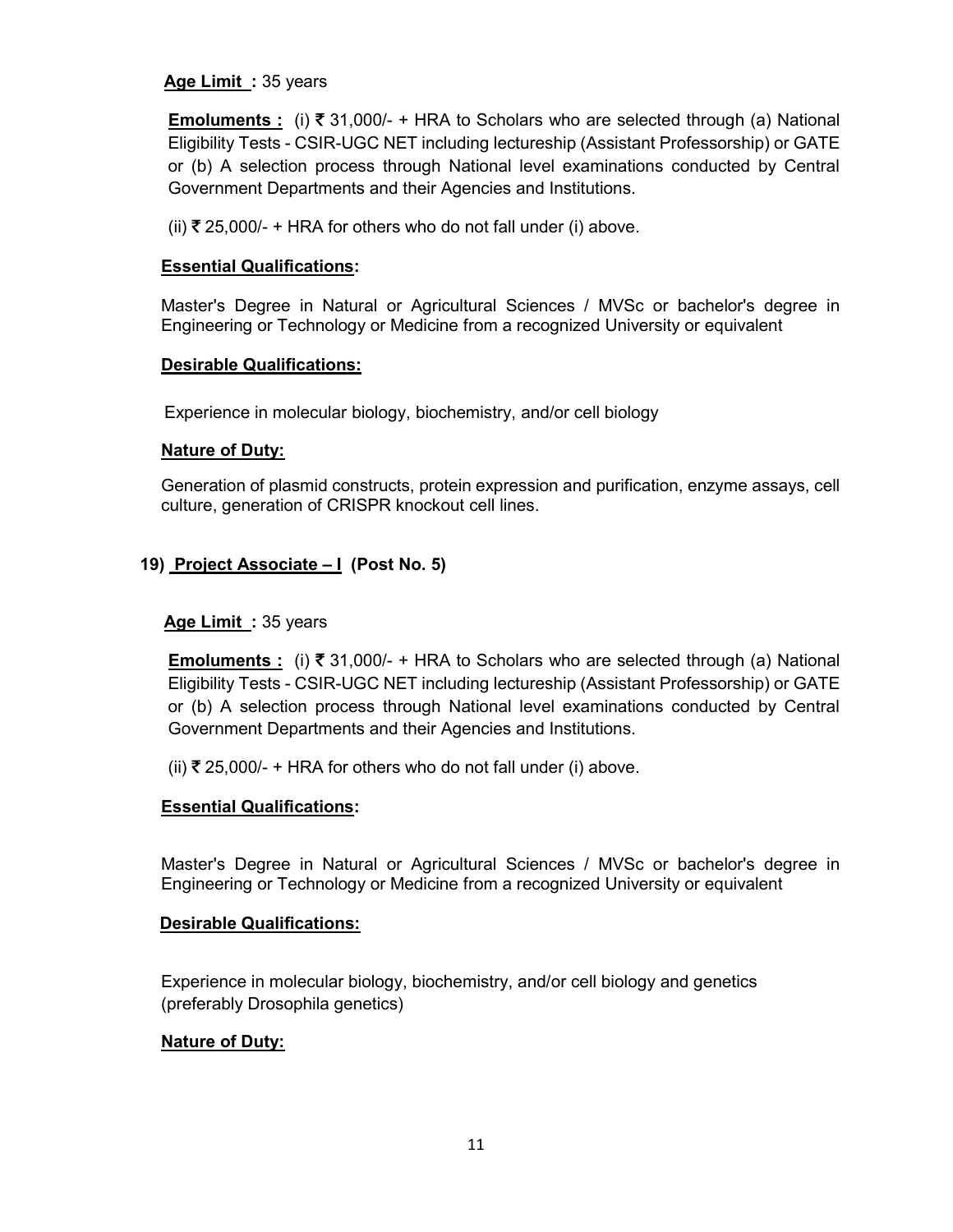**Age Limit :** 35 years

**Emoluments :** (i) ₹ 31,000/- + HRA to Scholars who are selected through (a) National Eligibility Tests - CSIR-UGC NET including lectureship (Assistant Professorship) or GATE or (b) A selection process through National level examinations conducted by Central Government Departments and their Agencies and Institutions.

(ii) ₹ 25,000/- + HRA for others who do not fall under (i) above.

**Essential Qualifications:**

Master's Degree in Natural or Agricultural Sciences / MVSc or bachelor's degree in Engineering or Technology or Medicine from a recognized University or equivalent

**Desirable Qualifications:**

Experience in molecular biology, biochemistry, and/or cell biology

**Nature of Duty:**

Generation of plasmid constructs, protein expression and purification, enzyme assays, cell culture, generation of CRISPR knockout cell lines.

**19) Project Associate – I (Post No. 5)**

**Age Limit :** 35 years

**Emoluments :** (i) ₹ 31,000/- + HRA to Scholars who are selected through (a) National Eligibility Tests - CSIR-UGC NET including lectureship (Assistant Professorship) or GATE or (b) A selection process through National level examinations conducted by Central Government Departments and their Agencies and Institutions.

(ii) ₹ 25,000/- + HRA for others who do not fall under (i) above.

**Essential Qualifications:**

Master's Degree in Natural or Agricultural Sciences / MVSc or bachelor's degree in Engineering or Technology or Medicine from a recognized University or equivalent

**Desirable Qualifications:**

Experience in molecular biology, biochemistry, and/or cell biology and genetics (preferably Drosophila genetics)

**Nature of Duty:**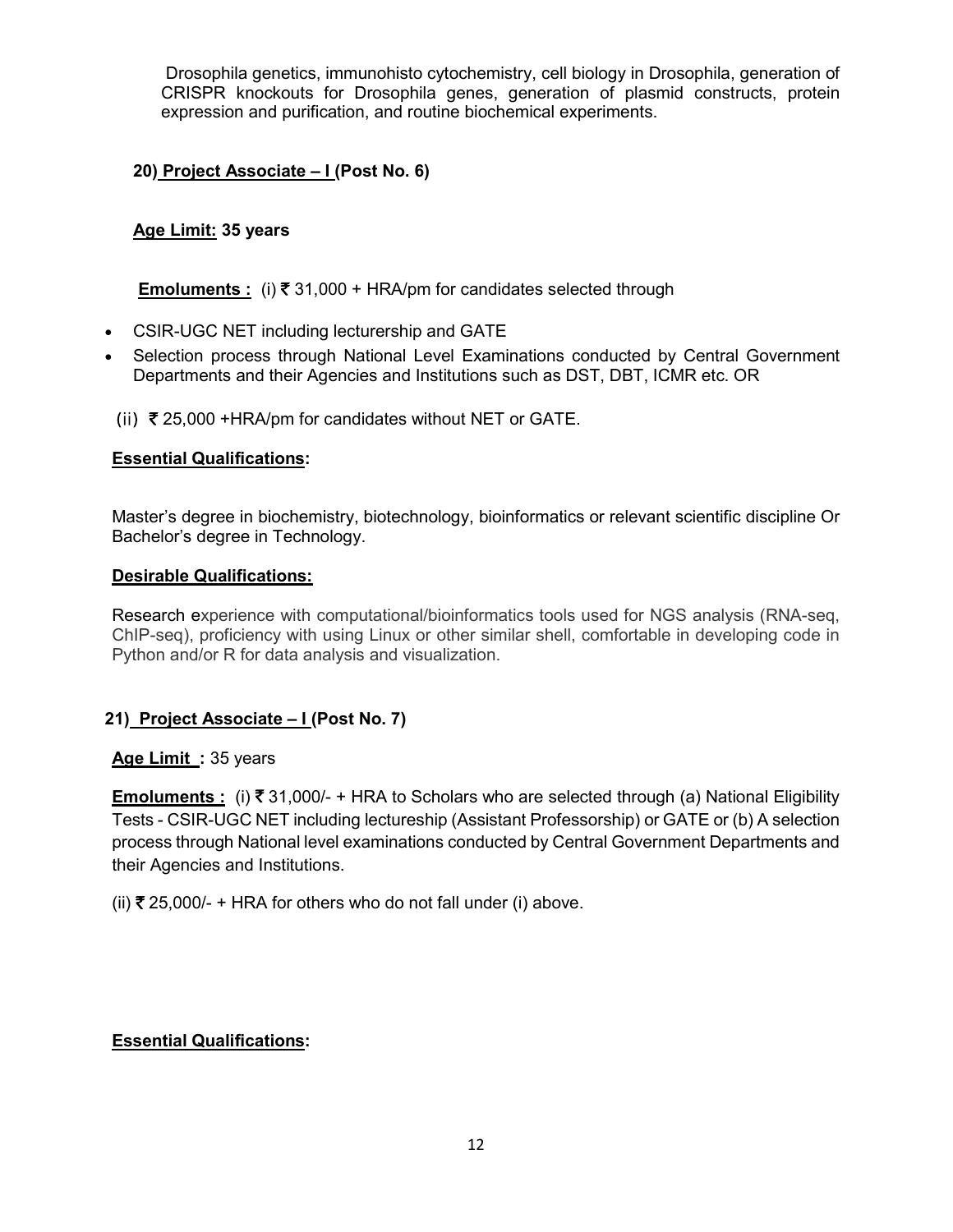Drosophila genetics, immunohisto cytochemistry, cell biology in Drosophila, generation of CRISPR knockouts for Drosophila genes, generation of plasmid constructs, protein expression and purification, and routine biochemical experiments.

**20) Project Associate – I (Post No. 6)**

**Age Limit: 35 years**

**Emoluments :** (i) ₹ 31,000 + HRA/pm for candidates selected through

- CSIR-UGC NET including lecturership and GATE
- Selection process through National Level Examinations conducted by Central Government Departments and their Agencies and Institutions such as DST, DBT, ICMR etc. OR

(ii) ₹ 25,000 +HRA/pm for candidates without NET or GATE.

**Essential Qualifications:**

Master's degree in biochemistry, biotechnology, bioinformatics or relevant scientific discipline Or Bachelor's degree in Technology.

**Desirable Qualifications:**

Research experience with computational/bioinformatics tools used for NGS analysis (RNA-seq, ChIP-seq), proficiency with using Linux or other similar shell, comfortable in developing code in Python and/or R for data analysis and visualization.

**21) Project Associate – I (Post No. 7)**

**Age Limit :** 35 years

**Emoluments :** (i) ₹ 31,000/- + HRA to Scholars who are selected through (a) National Eligibility Tests - CSIR-UGC NET including lectureship (Assistant Professorship) or GATE or (b) A selection process through National level examinations conducted by Central Government Departments and their Agencies and Institutions.

(ii) ₹ 25,000/- + HRA for others who do not fall under (i) above.

**Essential Qualifications:**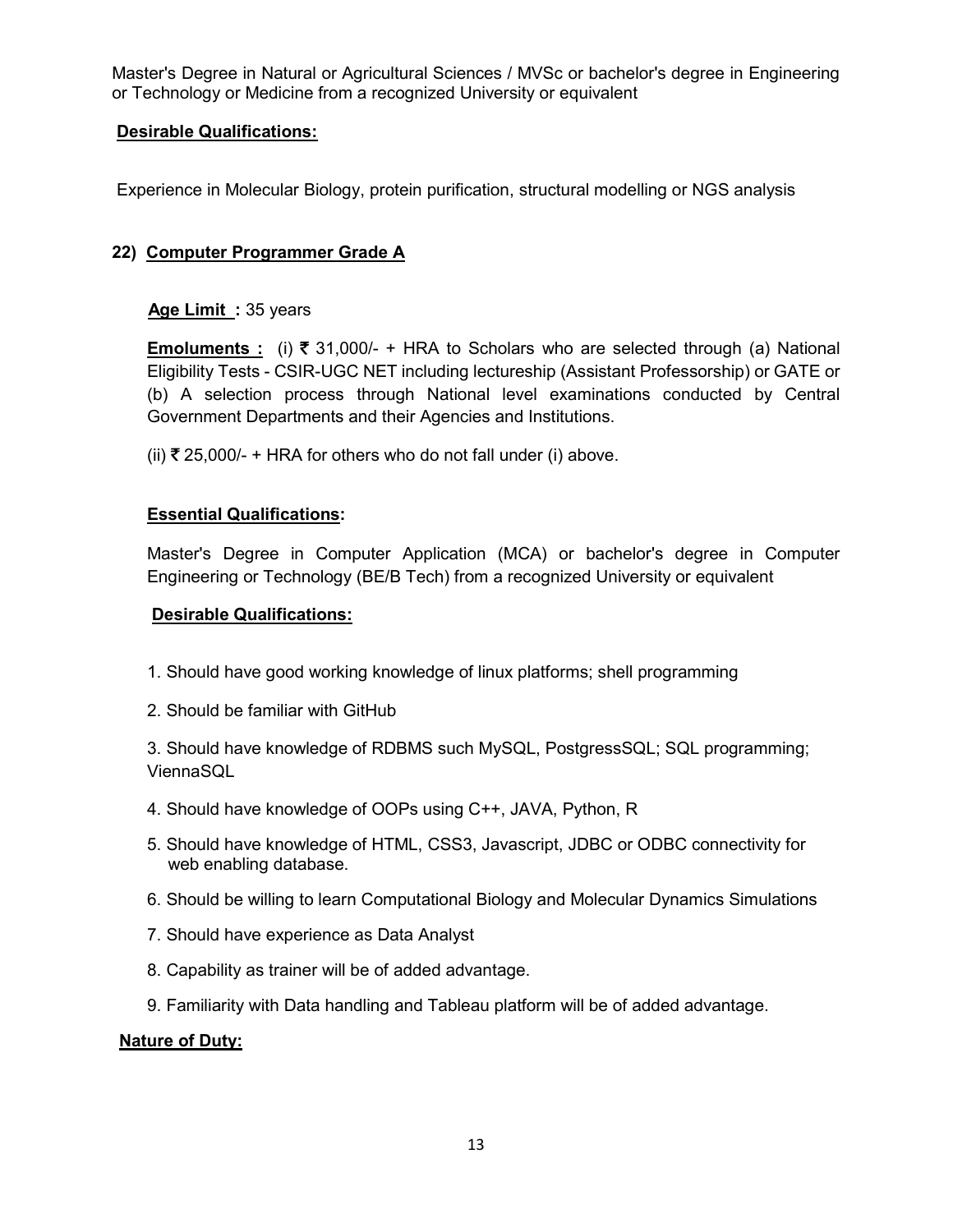Master's Degree in Natural or Agricultural Sciences / MVSc or bachelor's degree in Engineering or Technology or Medicine from a recognized University or equivalent

**Desirable Qualifications:**

Experience in Molecular Biology, protein purification, structural modelling or NGS analysis

### 22) Computer Programmer Grade A

**Age Limit :** 35 years

**Emoluments :** (i) ₹ 31,000/- + HRA to Scholars who are selected through (a) National Eligibility Tests - CSIR-UGC NET including lectureship (Assistant Professorship) or GATE or (b) A selection process through National level examinations conducted by Central Government Departments and their Agencies and Institutions.

(ii) ₹ 25,000/- + HRA for others who do not fall under (i) above.

**Essential Qualifications:**

Master's Degree in Computer Application (MCA) or bachelor's degree in Computer Engineering or Technology (BE/B Tech) from a recognized University or equivalent

**Desirable Qualifications:**

1. Should have good working knowledge of linux platforms; shell programming
2. Should be familiar with GitHub
3. Should have knowledge of RDBMS such MySQL, PostgressSQL; SQL programming; ViennaSQL
4. Should have knowledge of OOPs using C++, JAVA, Python, R
5. Should have knowledge of HTML, CSS3, Javascript, JDBC or ODBC connectivity for web enabling database.
6. Should be willing to learn Computational Biology and Molecular Dynamics Simulations
7. Should have experience as Data Analyst
8. Capability as trainer will be of added advantage.
9. Familiarity with Data handling and Tableau platform will be of added advantage.

**Nature of Duty:**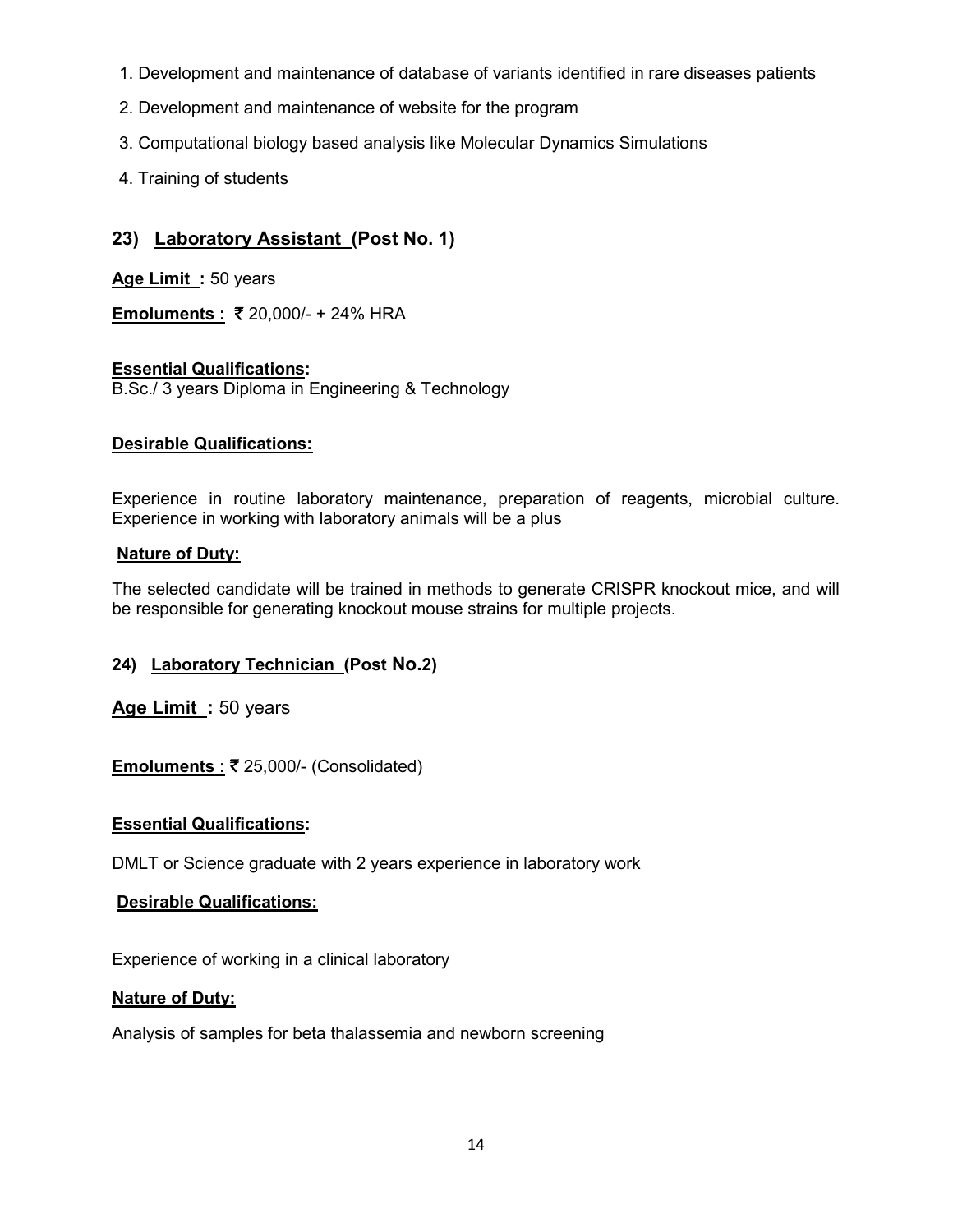1. Development and maintenance of database of variants identified in rare diseases patients
2. Development and maintenance of website for the program
3. Computational biology based analysis like Molecular Dynamics Simulations
4. Training of students

### 23) Laboratory Assistant (Post No. 1)

**Age Limit :** 50 years

**Emoluments :** ₹ 20,000/- + 24% HRA

**Essential Qualifications:**
B.Sc./ 3 years Diploma in Engineering & Technology

**Desirable Qualifications:**

Experience in routine laboratory maintenance, preparation of reagents, microbial culture. Experience in working with laboratory animals will be a plus

**Nature of Duty:**

The selected candidate will be trained in methods to generate CRISPR knockout mice, and will be responsible for generating knockout mouse strains for multiple projects.

### 24) Laboratory Technician (Post No.2)

**Age Limit :** 50 years

**Emoluments :** ₹ 25,000/- (Consolidated)

**Essential Qualifications:**

DMLT or Science graduate with 2 years experience in laboratory work

**Desirable Qualifications:**

Experience of working in a clinical laboratory

**Nature of Duty:**

Analysis of samples for beta thalassemia and newborn screening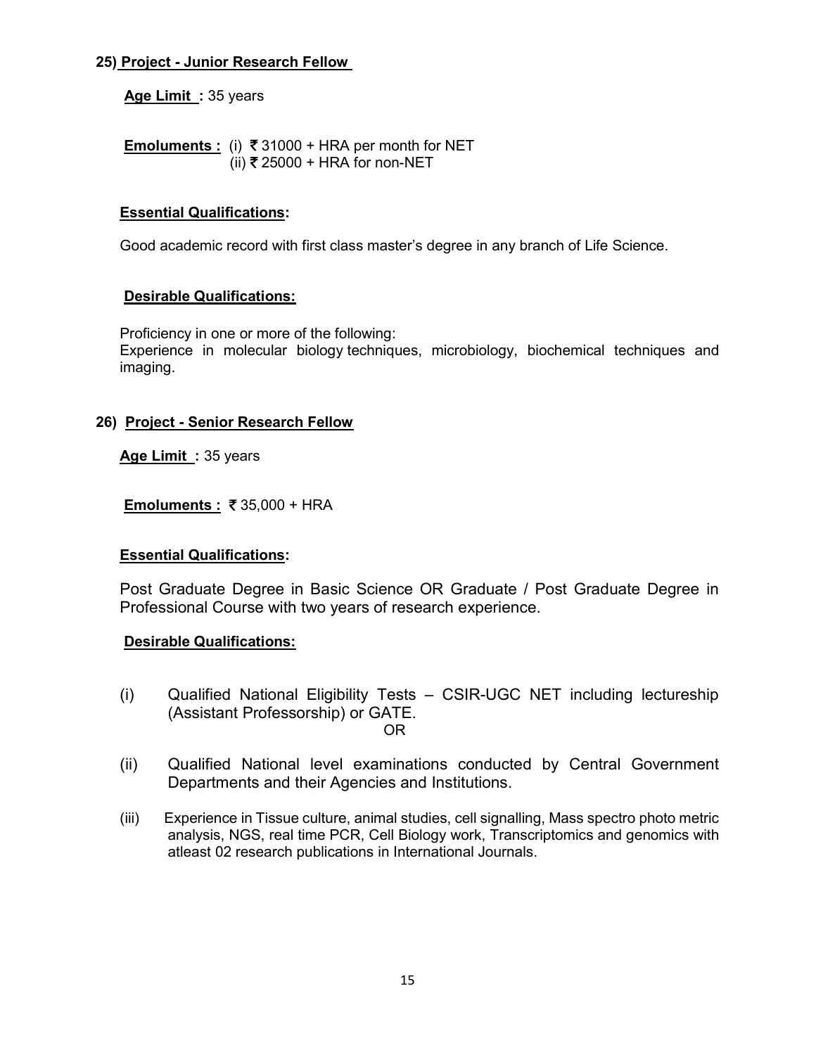### 25) Project - Junior Research Fellow

**Age Limit :** 35 years

**Emoluments :** (i) ₹ 31000 + HRA per month for NET
(ii) ₹ 25000 + HRA for non-NET

**Essential Qualifications:**

Good academic record with first class master's degree in any branch of Life Science.

**Desirable Qualifications:**

Proficiency in one or more of the following:
Experience in molecular biology techniques, microbiology, biochemical techniques and imaging.

### 26) Project - Senior Research Fellow

**Age Limit :** 35 years

**Emoluments :** ₹ 35,000 + HRA

**Essential Qualifications:**

Post Graduate Degree in Basic Science OR Graduate / Post Graduate Degree in Professional Course with two years of research experience.

**Desirable Qualifications:**

(i) Qualified National Eligibility Tests – CSIR-UGC NET including lectureship (Assistant Professorship) or GATE.

OR

(ii) Qualified National level examinations conducted by Central Government Departments and their Agencies and Institutions.

(iii) Experience in Tissue culture, animal studies, cell signalling, Mass spectro photo metric analysis, NGS, real time PCR, Cell Biology work, Transcriptomics and genomics with atleast 02 research publications in International Journals.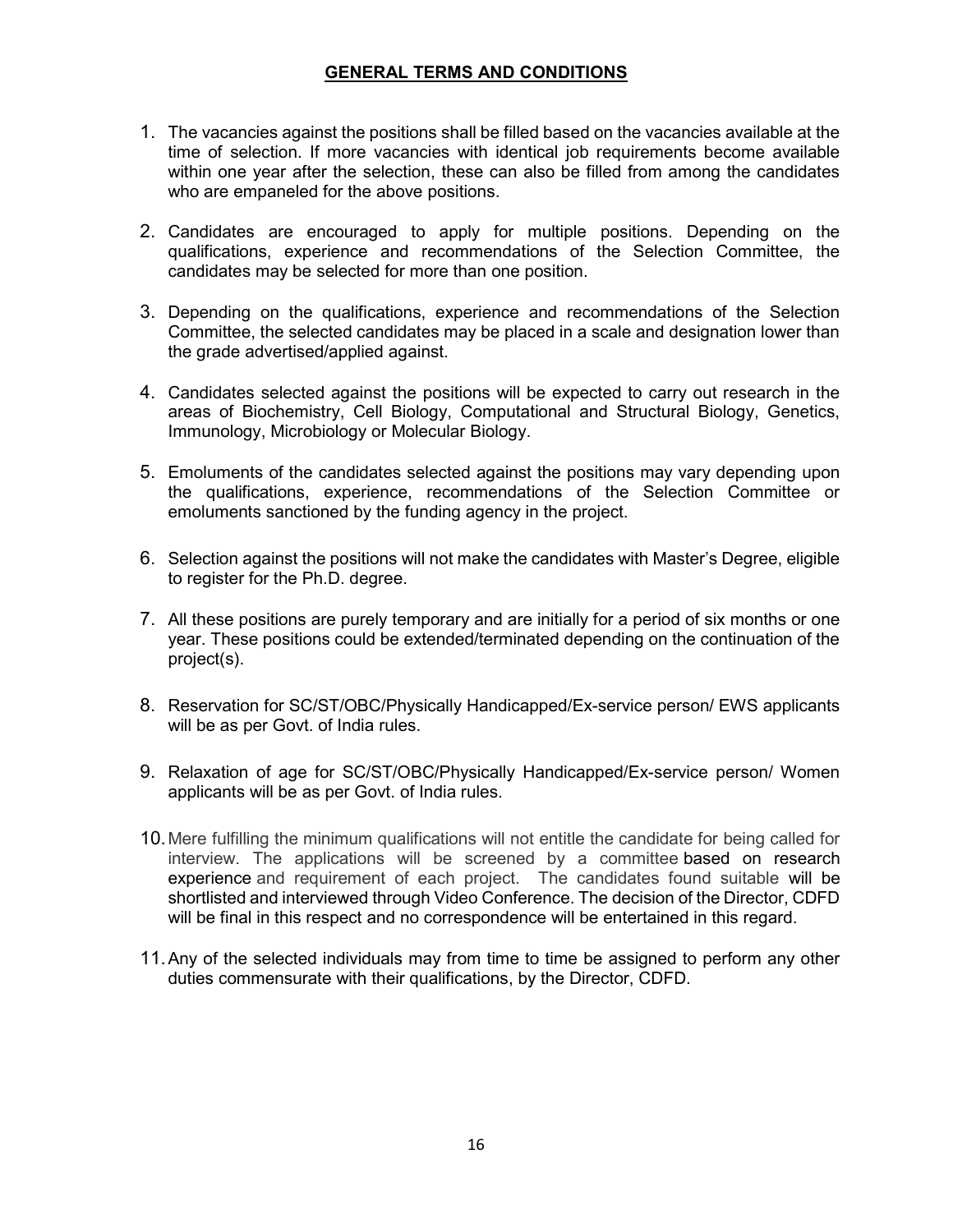## GENERAL TERMS AND CONDITIONS

1. The vacancies against the positions shall be filled based on the vacancies available at the time of selection. If more vacancies with identical job requirements become available within one year after the selection, these can also be filled from among the candidates who are empaneled for the above positions.

2. Candidates are encouraged to apply for multiple positions. Depending on the qualifications, experience and recommendations of the Selection Committee, the candidates may be selected for more than one position.

3. Depending on the qualifications, experience and recommendations of the Selection Committee, the selected candidates may be placed in a scale and designation lower than the grade advertised/applied against.

4. Candidates selected against the positions will be expected to carry out research in the areas of Biochemistry, Cell Biology, Computational and Structural Biology, Genetics, Immunology, Microbiology or Molecular Biology.

5. Emoluments of the candidates selected against the positions may vary depending upon the qualifications, experience, recommendations of the Selection Committee or emoluments sanctioned by the funding agency in the project.

6. Selection against the positions will not make the candidates with Master's Degree, eligible to register for the Ph.D. degree.

7. All these positions are purely temporary and are initially for a period of six months or one year. These positions could be extended/terminated depending on the continuation of the project(s).

8. Reservation for SC/ST/OBC/Physically Handicapped/Ex-service person/ EWS applicants will be as per Govt. of India rules.

9. Relaxation of age for SC/ST/OBC/Physically Handicapped/Ex-service person/ Women applicants will be as per Govt. of India rules.

10. Mere fulfilling the minimum qualifications will not entitle the candidate for being called for interview. The applications will be screened by a committee based on research experience and requirement of each project. The candidates found suitable will be shortlisted and interviewed through Video Conference. The decision of the Director, CDFD will be final in this respect and no correspondence will be entertained in this regard.

11. Any of the selected individuals may from time to time be assigned to perform any other duties commensurate with their qualifications, by the Director, CDFD.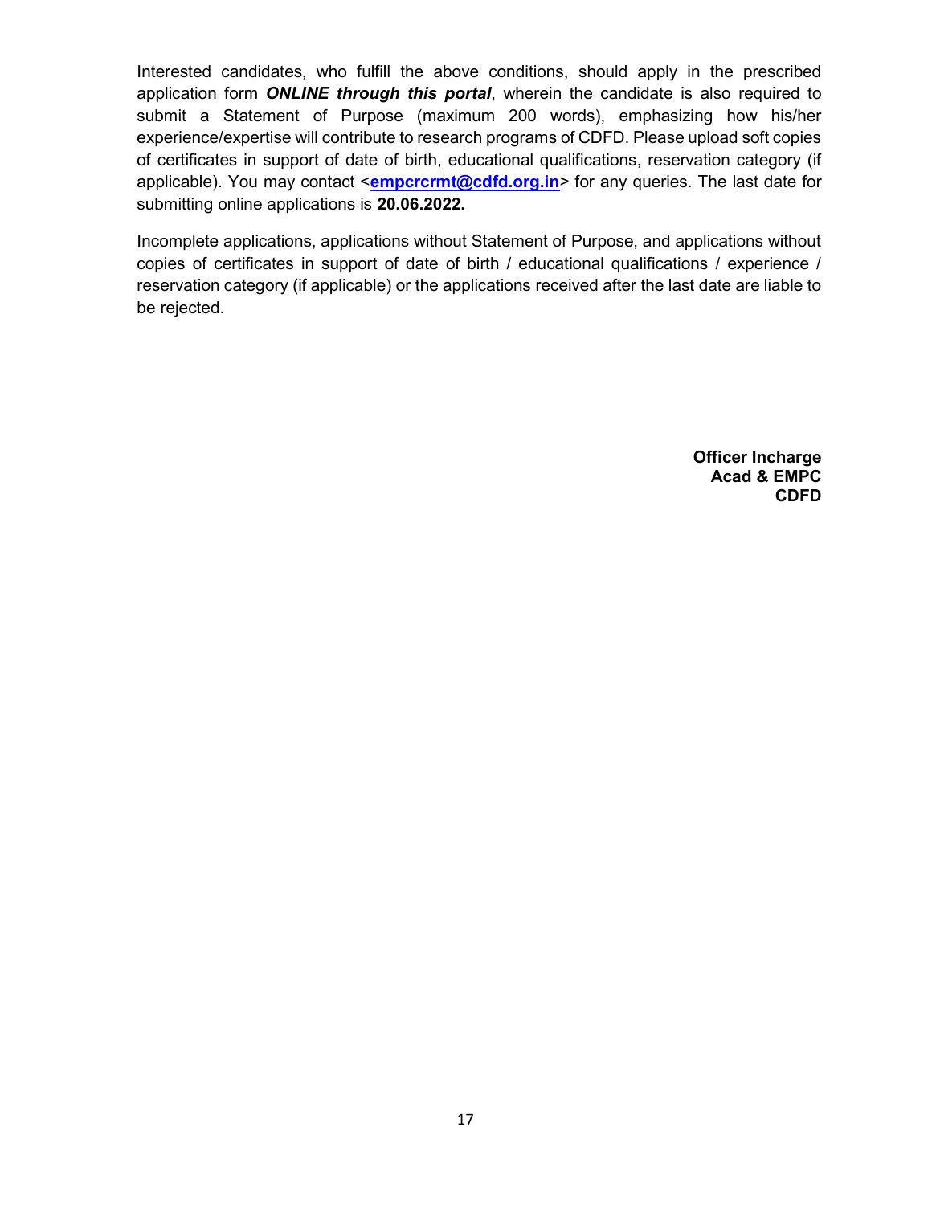Interested candidates, who fulfill the above conditions, should apply in the prescribed application form ***ONLINE through this portal***, wherein the candidate is also required to submit a Statement of Purpose (maximum 200 words), emphasizing how his/her experience/expertise will contribute to research programs of CDFD. Please upload soft copies of certificates in support of date of birth, educational qualifications, reservation category (if applicable). You may contact <**empcrcrmt@cdfd.org.in**> for any queries. The last date for submitting online applications is **20.06.2022.**

Incomplete applications, applications without Statement of Purpose, and applications without copies of certificates in support of date of birth / educational qualifications / experience / reservation category (if applicable) or the applications received after the last date are liable to be rejected.

**Officer Incharge**
**Acad & EMPC**
**CDFD**